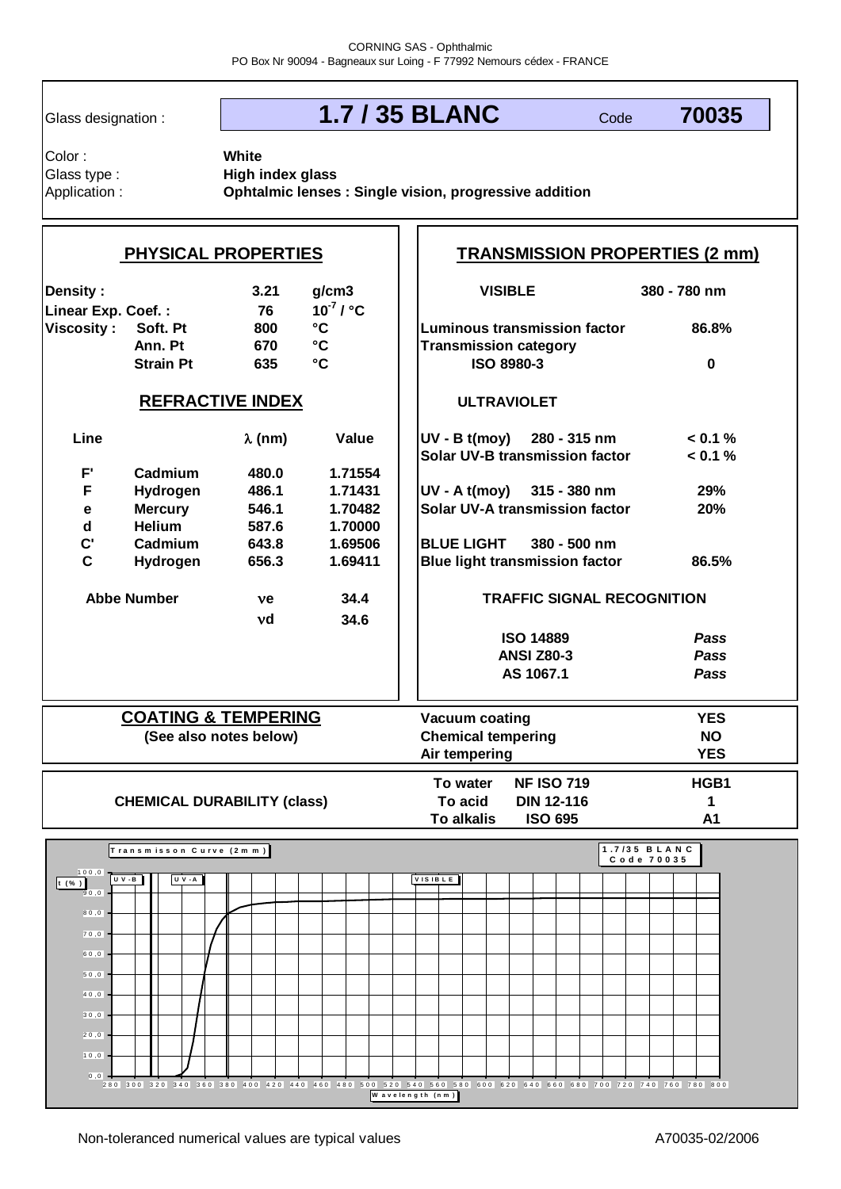CORNING SAS - Ophthalmic
PO Box Nr 90094 - Bagneaux sur Loing - F 77992 Nemours cédex - FRANCE

Glass designation : **1.7 / 35 BLANC** Code **70035**

Color : **White**
Glass type : **High index glass**
Application : **Ophtalmic lenses : Single vision, progressive addition**

## PHYSICAL PROPERTIES

| | | | |
|---|---|---|---|
| **Density :** | | **3.21** | **g/cm3** |
| **Linear Exp. Coef. :** | | **76** | **$10^{-7}$ / °C** |
| **Viscosity :** | **Soft. Pt** | **800** | **°C** |
| | **Ann. Pt** | **670** | **°C** |
| | **Strain Pt** | **635** | **°C** |

## REFRACTIVE INDEX

| Line | | λ (nm) | Value |
|---|---|---|---|
| **F'** | **Cadmium** | **480.0** | **1.71554** |
| **F** | **Hydrogen** | **486.1** | **1.71431** |
| **e** | **Mercury** | **546.1** | **1.70482** |
| **d** | **Helium** | **587.6** | **1.70000** |
| **C'** | **Cadmium** | **643.8** | **1.69506** |
| **C** | **Hydrogen** | **656.3** | **1.69411** |
| **Abbe Number** | | **νe** | **34.4** |
| | | **νd** | **34.6** |

## TRANSMISSION PROPERTIES (2 mm)

| | |
|---|---|
| **VISIBLE** | **380 - 780 nm** |
| **Luminous transmission factor** | **86.8%** |
| **Transmission category** | |
| **ISO 8980-3** | **0** |
| **ULTRAVIOLET** | |
| **UV - B t(moy) 280 - 315 nm** | **< 0.1 %** |
| **Solar UV-B transmission factor** | **< 0.1 %** |
| **UV - A t(moy) 315 - 380 nm** | **29%** |
| **Solar UV-A transmission factor** | **20%** |
| **BLUE LIGHT 380 - 500 nm** | |
| **Blue light transmission factor** | **86.5%** |

**TRAFFIC SIGNAL RECOGNITION**

| | |
|---|---|
| **ISO 14889** | ***Pass*** |
| **ANSI Z80-3** | ***Pass*** |
| **AS 1067.1** | ***Pass*** |

## COATING & TEMPERING

**(See also notes below)**

| | |
|---|---|
| **Vacuum coating** | **YES** |
| **Chemical tempering** | **NO** |
| **Air tempering** | **YES** |

## CHEMICAL DURABILITY (class)

| | | |
|---|---|---|
| **To water** | **NF ISO 719** | **HGB1** |
| **To acid** | **DIN 12-116** | **1** |
| **To alkalis** | **ISO 695** | **A1** |

Transmisson Curve (2mm) — 1.7/35 BLANC Code 70035

t (%) vs Wavelength (nm), 280–800 nm; regions: UV-B, UV-A, VISIBLE

Non-tolerανced numerical values are typical values

A70035-02/2006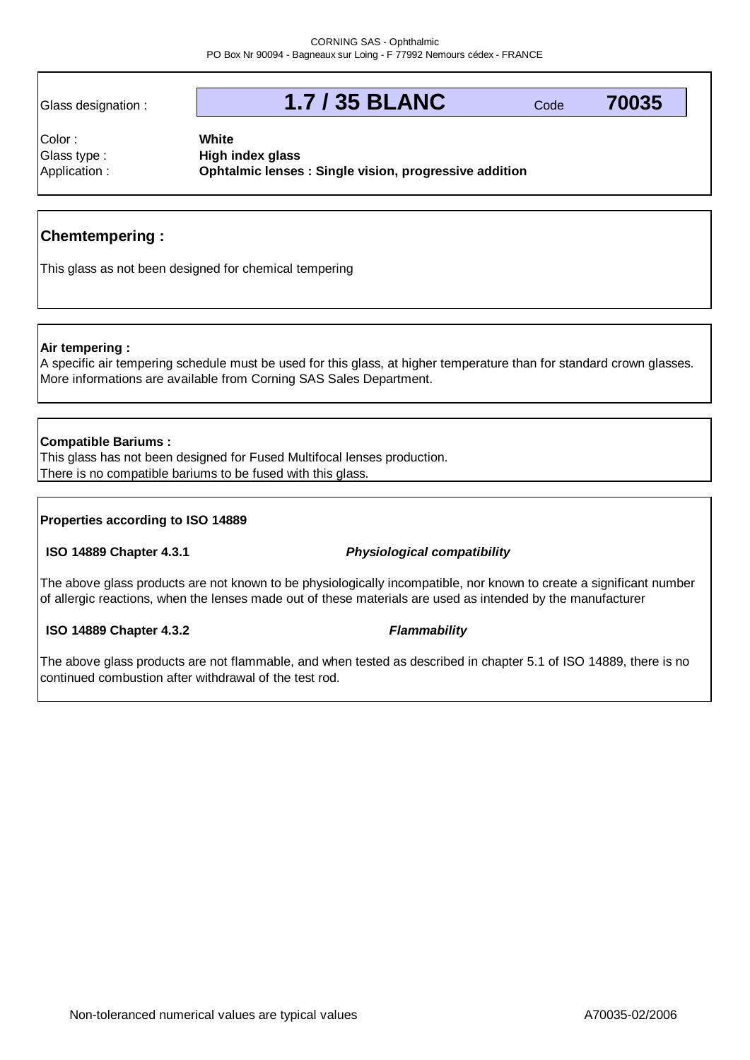CORNING SAS - Ophthalmic
PO Box Nr 90094 - Bagneaux sur Loing - F 77992 Nemours cédex - FRANCE

| | | | |
|---|---|---|---|
| Glass designation : | **1.7 / 35 BLANC** | Code | **70035** |

Color : **White**
Glass type : **High index glass**
Application : **Ophtalmic lenses : Single vision, progressive addition**

## Chemtempering :

This glass as not been designed for chemical tempering

**Air tempering :**
A specific air tempering schedule must be used for this glass, at higher temperature than for standard crown glasses.
More informations are available from Corning SAS Sales Department.

**Compatible Bariums :**
This glass has not been designed for Fused Multifocal lenses production.
There is no compatible bariums to be fused with this glass.

**Properties according to ISO 14889**

**ISO 14889 Chapter 4.3.1** ***Physiological compatibility***

The above glass products are not known to be physiologically incompatible, nor known to create a significant number of allergic reactions, when the lenses made out of these materials are used as intended by the manufacturer

**ISO 14889 Chapter 4.3.2** ***Flammability***

The above glass products are not flammable, and when tested as described in chapter 5.1 of ISO 14889, there is no continued combustion after withdrawal of the test rod.

Non-toleranced numerical values are typical values

A70035-02/2006